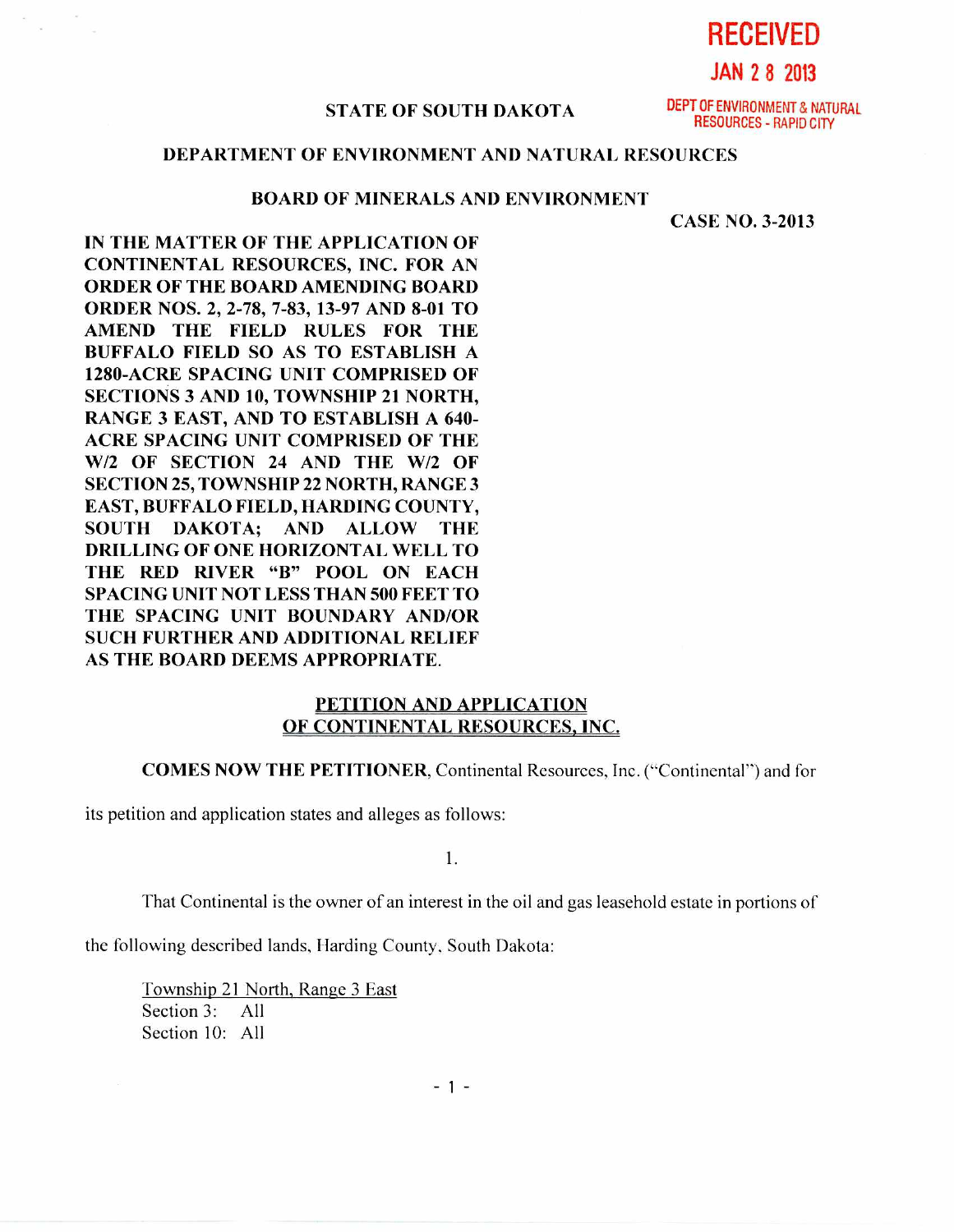**RECEIVED**

**JAN 2 8 2013**

DEPT OF ENVIRONMENT & NATURAL RESOURCES - RAPID CITY

**STATE OF SOUTH DAKOTA**

**DEPARTMENT OF ENVIRONMENT AND NATURAL RESOURCES**

**BOARD OF MINERALS AND ENVIRONMENT**

**CASE NO. 3-2013**

**IN THE MATTER OF THE APPLICATION OF CONTINENTAL RESOURCES, INC. FOR AN ORDER OF THE BOARD AMENDING BOARD ORDER NOS. 2, 2-78, 7-83, 13-97 AND 8-01 TO AMEND THE FIELD RULES FOR THE BUFFALO FIELD SO AS TO ESTABLISH A 1280-ACRE SPACING UNIT COMPRISED OF SECTIONS 3 AND 10, TOWNSHIP 21 NORTH, RANGE 3 EAST, AND TO ESTABLISH A 640-ACRE SPACING UNIT COMPRISED OF THE W/2 OF SECTION 24 AND THE W/2 OF SECTION 25, TOWNSHIP 22 NORTH, RANGE 3 EAST, BUFFALO FIELD, HARDING COUNTY, SOUTH DAKOTA; AND ALLOW THE DRILLING OF ONE HORIZONTAL WELL TO THE RED RIVER "B" POOL ON EACH SPACING UNIT NOT LESS THAN 500 FEET TO THE SPACING UNIT BOUNDARY AND/OR SUCH FURTHER AND ADDITIONAL RELIEF AS THE BOARD DEEMS APPROPRIATE.**

## PETITION AND APPLICATION OF CONTINENTAL RESOURCES, INC.

**COMES NOW THE PETITIONER**, Continental Resources, Inc. ("Continental") and for its petition and application states and alleges as follows:

1.

That Continental is the owner of an interest in the oil and gas leasehold estate in portions of the following described lands, Harding County, South Dakota:

Township 21 North, Range 3 East
Section 3: All
Section 10: All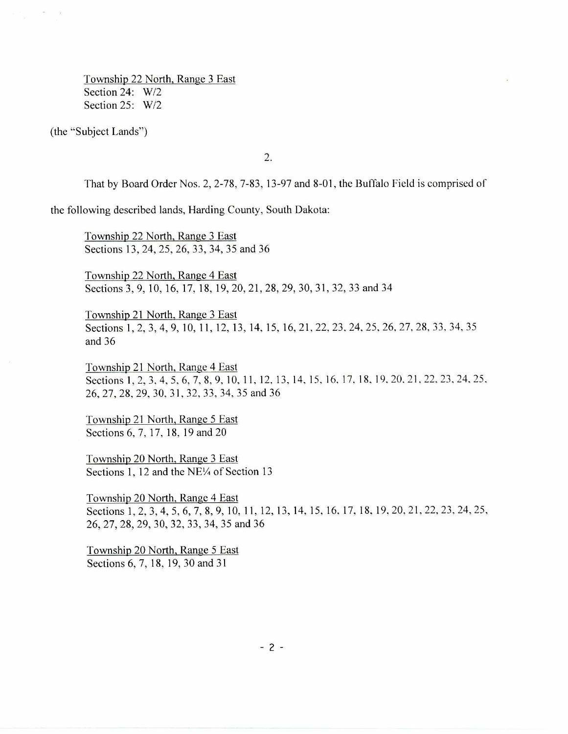Township 22 North, Range 3 East
Section 24: W/2
Section 25: W/2

(the "Subject Lands")

2.

That by Board Order Nos. 2, 2-78, 7-83, 13-97 and 8-01, the Buffalo Field is comprised of the following described lands, Harding County, South Dakota:

Township 22 North, Range 3 East
Sections 13, 24, 25, 26, 33, 34, 35 and 36

Township 22 North, Range 4 East
Sections 3, 9, 10, 16, 17, 18, 19, 20, 21, 28, 29, 30, 31, 32, 33 and 34

Township 21 North, Range 3 East
Sections 1, 2, 3, 4, 9, 10, 11, 12, 13, 14, 15, 16, 21, 22, 23, 24, 25, 26, 27, 28, 33, 34, 35 and 36

Township 21 North, Range 4 East
Sections 1, 2, 3, 4, 5, 6, 7, 8, 9, 10, 11, 12, 13, 14, 15, 16, 17, 18, 19, 20, 21, 22, 23, 24, 25, 26, 27, 28, 29, 30, 31, 32, 33, 34, 35 and 36

Township 21 North, Range 5 East
Sections 6, 7, 17, 18, 19 and 20

Township 20 North, Range 3 East
Sections 1, 12 and the NE¼ of Section 13

Township 20 North, Range 4 East
Sections 1, 2, 3, 4, 5, 6, 7, 8, 9, 10, 11, 12, 13, 14, 15, 16, 17, 18, 19, 20, 21, 22, 23, 24, 25, 26, 27, 28, 29, 30, 32, 33, 34, 35 and 36

Township 20 North, Range 5 East
Sections 6, 7, 18, 19, 30 and 31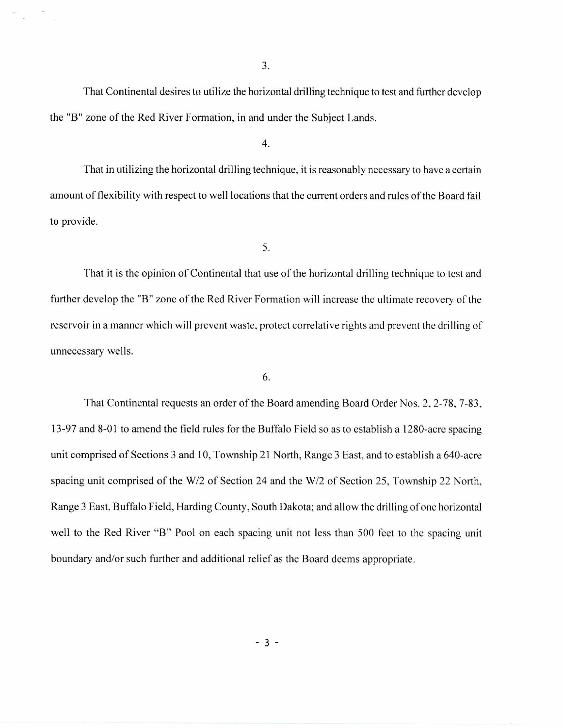3.

That Continental desires to utilize the horizontal drilling technique to test and further develop the "B" zone of the Red River Formation, in and under the Subject Lands.

4.

That in utilizing the horizontal drilling technique, it is reasonably necessary to have a certain amount of flexibility with respect to well locations that the current orders and rules of the Board fail to provide.

5.

That it is the opinion of Continental that use of the horizontal drilling technique to test and further develop the "B" zone of the Red River Formation will increase the ultimate recovery of the reservoir in a manner which will prevent waste, protect correlative rights and prevent the drilling of unnecessary wells.

6.

That Continental requests an order of the Board amending Board Order Nos. 2, 2-78, 7-83, 13-97 and 8-01 to amend the field rules for the Buffalo Field so as to establish a 1280-acre spacing unit comprised of Sections 3 and 10, Township 21 North, Range 3 East, and to establish a 640-acre spacing unit comprised of the W/2 of Section 24 and the W/2 of Section 25, Township 22 North, Range 3 East, Buffalo Field, Harding County, South Dakota; and allow the drilling of one horizontal well to the Red River "B" Pool on each spacing unit not less than 500 feet to the spacing unit boundary and/or such further and additional relief as the Board deems appropriate.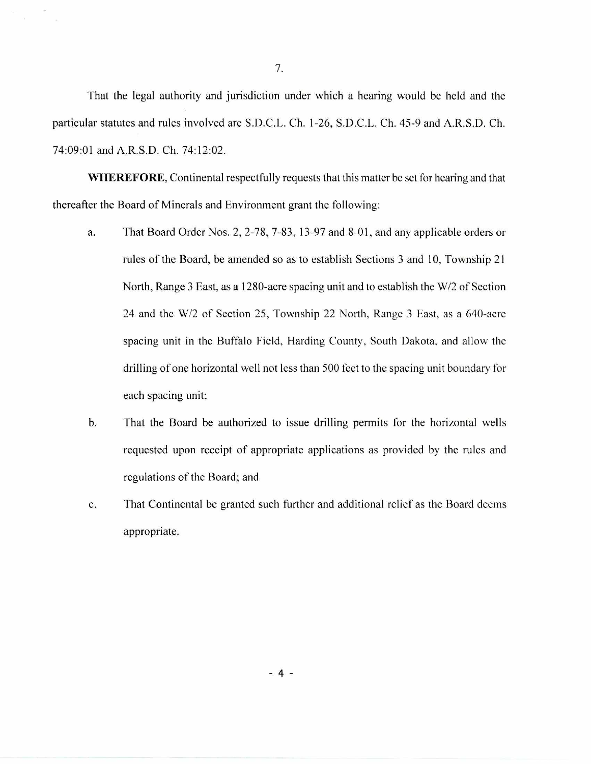7.

That the legal authority and jurisdiction under which a hearing would be held and the particular statutes and rules involved are S.D.C.L. Ch. 1-26, S.D.C.L. Ch. 45-9 and A.R.S.D. Ch. 74:09:01 and A.R.S.D. Ch. 74:12:02.

**WHEREFORE**, Continental respectfully requests that this matter be set for hearing and that thereafter the Board of Minerals and Environment grant the following:

a. That Board Order Nos. 2, 2-78, 7-83, 13-97 and 8-01, and any applicable orders or rules of the Board, be amended so as to establish Sections 3 and 10, Township 21 North, Range 3 East, as a 1280-acre spacing unit and to establish the W/2 of Section 24 and the W/2 of Section 25, Township 22 North, Range 3 East, as a 640-acre spacing unit in the Buffalo Field, Harding County, South Dakota, and allow the drilling of one horizontal well not less than 500 feet to the spacing unit boundary for each spacing unit;

b. That the Board be authorized to issue drilling permits for the horizontal wells requested upon receipt of appropriate applications as provided by the rules and regulations of the Board; and

c. That Continental be granted such further and additional relief as the Board deems appropriate.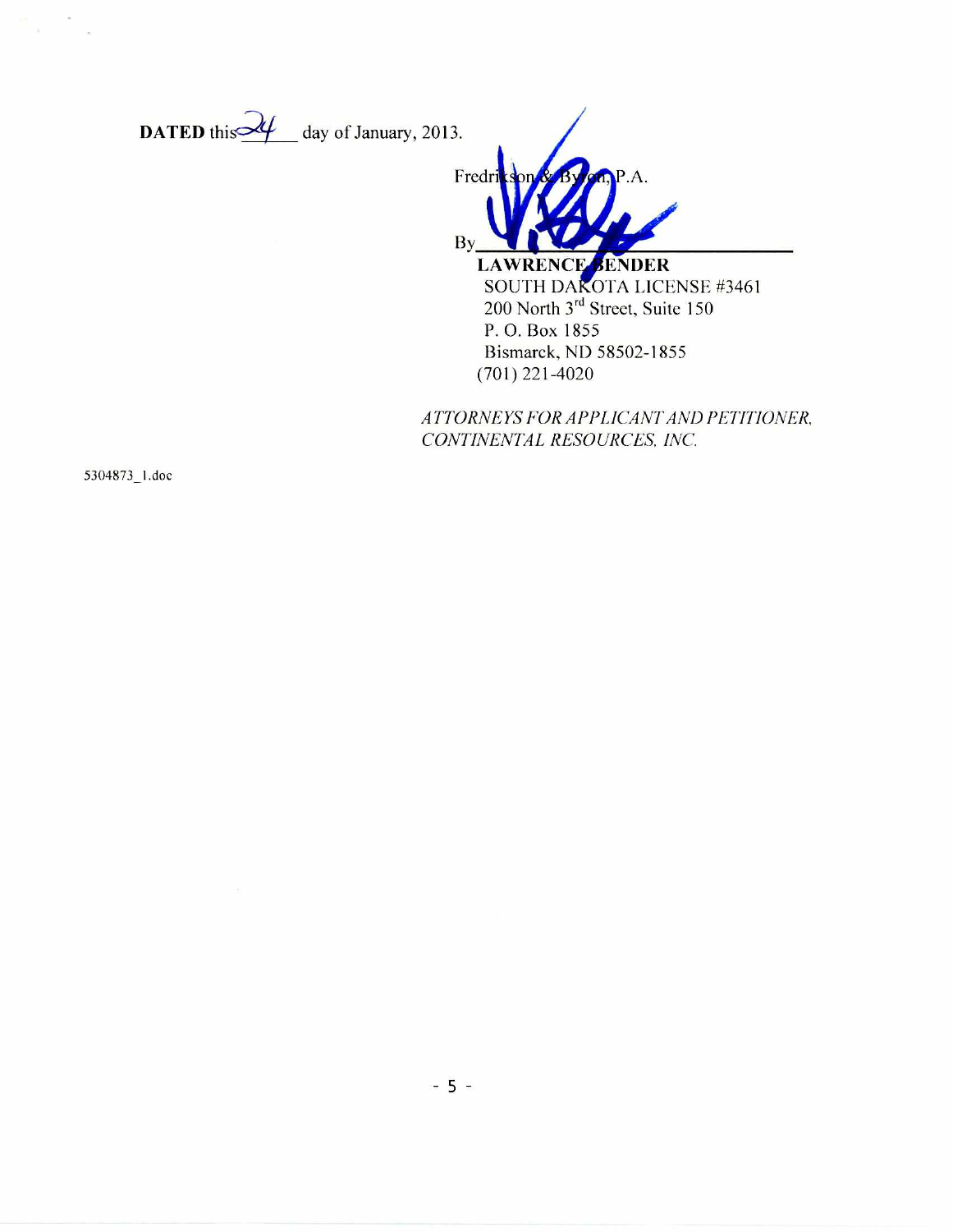**DATED** this 24 day of January, 2013.

Fredrikson & Byron, P.A.

By______________________________

**LAWRENCE BENDER**
SOUTH DAKOTA LICENSE #3461
200 North 3rd Street, Suite 150
P. O. Box 1855
Bismarck, ND 58502-1855
(701) 221-4020

*ATTORNEYS FOR APPLICANT AND PETITIONER, CONTINENTAL RESOURCES, INC.*

5304873_1.doc